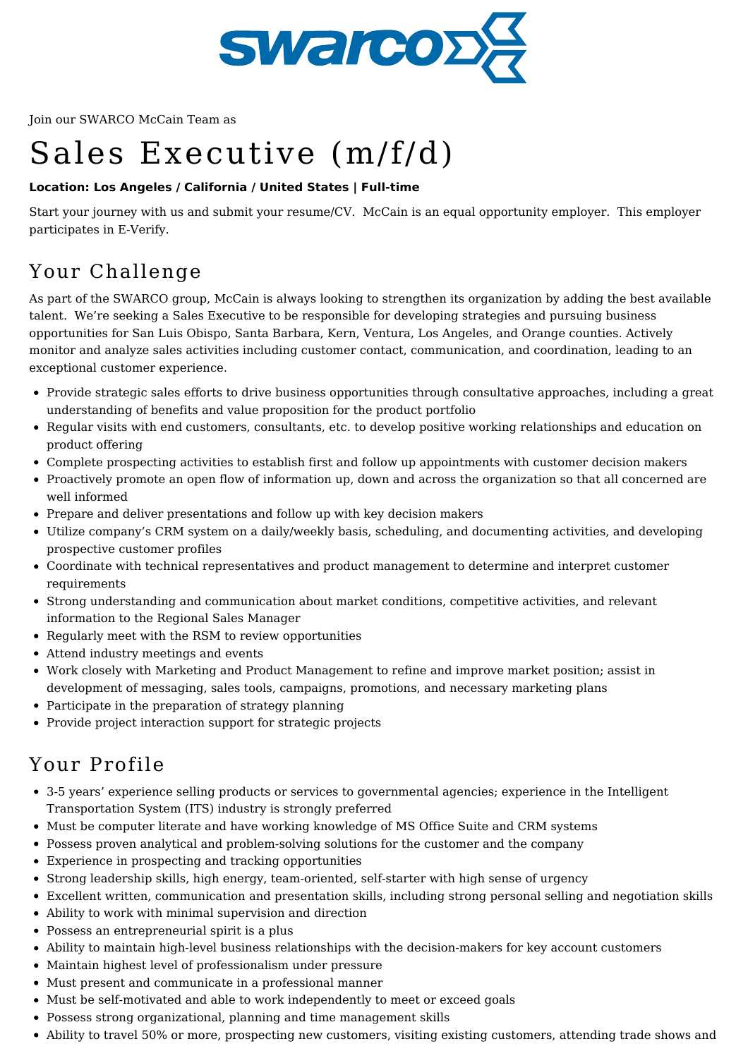Join our SWARCO McCain Team as

# Sales Executive (m/f/d)

**Location: Los Angeles / California / United States | Full-time**

Start your journey with us and submit your resume/CV. McCain is an equal opportunity employer. This employer participates in E-Verify.

## Your Challenge

As part of the SWARCO group, McCain is always looking to strengthen its organization by adding the best available talent. We're seeking a Sales Executive to be responsible for developing strategies and pursuing business opportunities for San Luis Obispo, Santa Barbara, Kern, Ventura, Los Angeles, and Orange counties. Actively monitor and analyze sales activities including customer contact, communication, and coordination, leading to an exceptional customer experience.

- Provide strategic sales efforts to drive business opportunities through consultative approaches, including a great understanding of benefits and value proposition for the product portfolio
- Regular visits with end customers, consultants, etc. to develop positive working relationships and education on product offering
- Complete prospecting activities to establish first and follow up appointments with customer decision makers
- Proactively promote an open flow of information up, down and across the organization so that all concerned are well informed
- Prepare and deliver presentations and follow up with key decision makers
- Utilize company's CRM system on a daily/weekly basis, scheduling, and documenting activities, and developing prospective customer profiles
- Coordinate with technical representatives and product management to determine and interpret customer requirements
- Strong understanding and communication about market conditions, competitive activities, and relevant information to the Regional Sales Manager
- Regularly meet with the RSM to review opportunities
- Attend industry meetings and events
- Work closely with Marketing and Product Management to refine and improve market position; assist in development of messaging, sales tools, campaigns, promotions, and necessary marketing plans
- Participate in the preparation of strategy planning
- Provide project interaction support for strategic projects

## Your Profile

- 3-5 years' experience selling products or services to governmental agencies; experience in the Intelligent Transportation System (ITS) industry is strongly preferred
- Must be computer literate and have working knowledge of MS Office Suite and CRM systems
- Possess proven analytical and problem-solving solutions for the customer and the company
- Experience in prospecting and tracking opportunities
- Strong leadership skills, high energy, team-oriented, self-starter with high sense of urgency
- Excellent written, communication and presentation skills, including strong personal selling and negotiation skills
- Ability to work with minimal supervision and direction
- Possess an entrepreneurial spirit is a plus
- Ability to maintain high-level business relationships with the decision-makers for key account customers
- Maintain highest level of professionalism under pressure
- Must present and communicate in a professional manner
- Must be self-motivated and able to work independently to meet or exceed goals
- Possess strong organizational, planning and time management skills
- Ability to travel 50% or more, prospecting new customers, visiting existing customers, attending trade shows and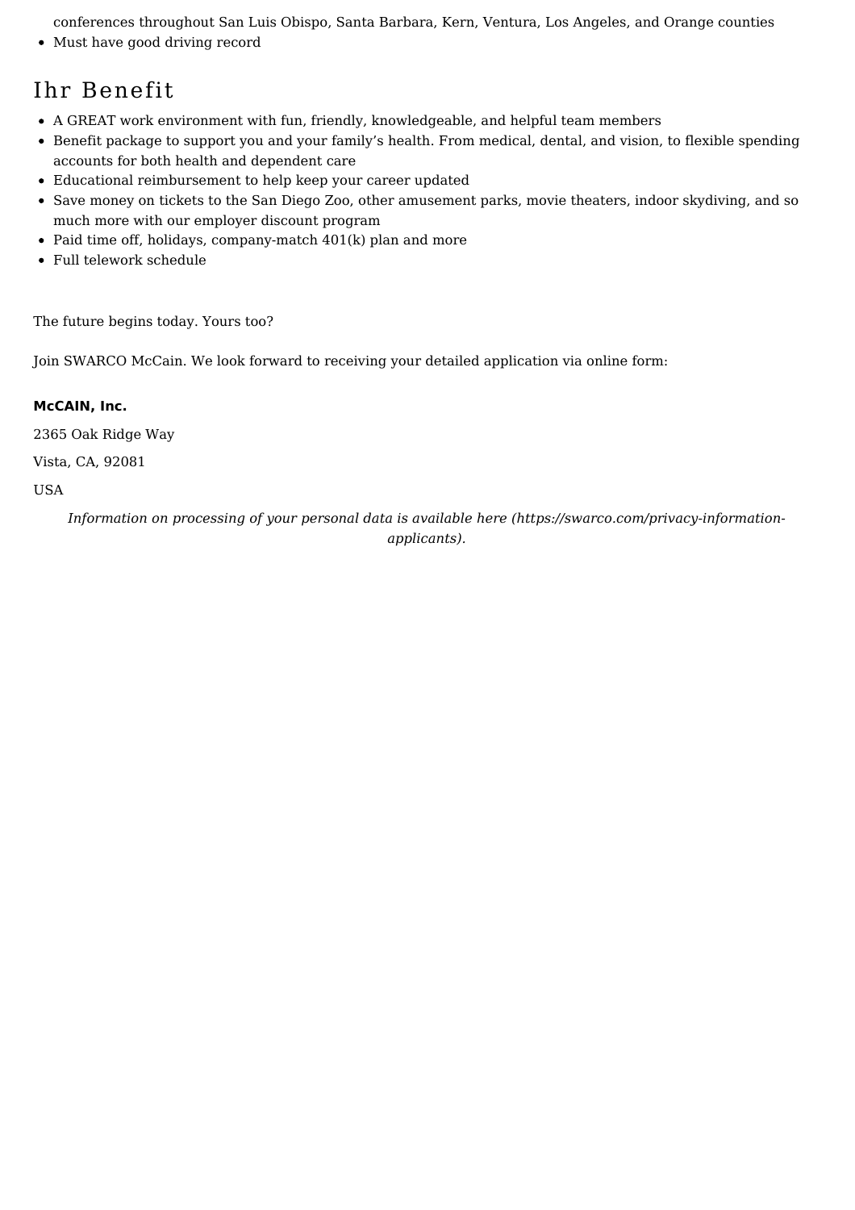- conferences throughout San Luis Obispo, Santa Barbara, Kern, Ventura, Los Angeles, and Orange counties
- Must have good driving record

## Ihr Benefit

- A GREAT work environment with fun, friendly, knowledgeable, and helpful team members
- Benefit package to support you and your family's health. From medical, dental, and vision, to flexible spending accounts for both health and dependent care
- Educational reimbursement to help keep your career updated
- Save money on tickets to the San Diego Zoo, other amusement parks, movie theaters, indoor skydiving, and so much more with our employer discount program
- Paid time off, holidays, company-match 401(k) plan and more
- Full telework schedule

The future begins today. Yours too?

Join SWARCO McCain. We look forward to receiving your detailed application via online form:

**McCAIN, Inc.**

2365 Oak Ridge Way

Vista, CA, 92081

USA

*Information on processing of your personal data is available here (https://swarco.com/privacy-information-applicants).*